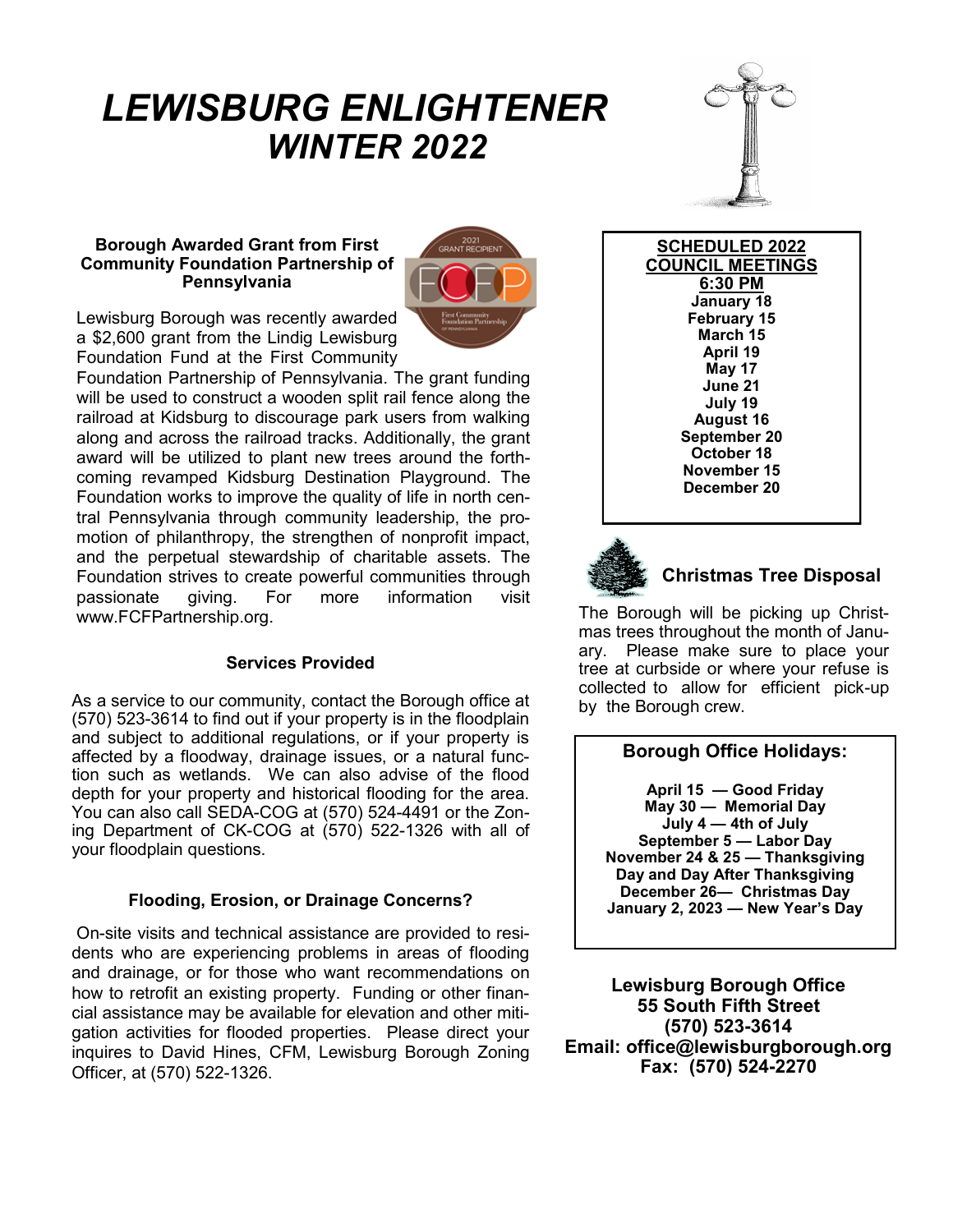# LEWISBURG ENLIGHTENER
# WINTER 2022

### Borough Awarded Grant from First Community Foundation Partnership of Pennsylvania

Lewisburg Borough was recently awarded a $2,600 grant from the Lindig Lewisburg Foundation Fund at the First Community Foundation Partnership of Pennsylvania. The grant funding will be used to construct a wooden split rail fence along the railroad at Kidsburg to discourage park users from walking along and across the railroad tracks. Additionally, the grant award will be utilized to plant new trees around the forthcoming revamped Kidsburg Destination Playground. The Foundation works to improve the quality of life in north central Pennsylvania through community leadership, the promotion of philanthropy, the strengthen of nonprofit impact, and the perpetual stewardship of charitable assets. The Foundation strives to create powerful communities through passionate giving. For more information visit www.FCFPartnership.org.

### Services Provided

As a service to our community, contact the Borough office at (570) 523-3614 to find out if your property is in the floodplain and subject to additional regulations, or if your property is affected by a floodway, drainage issues, or a natural function such as wetlands. We can also advise of the flood depth for your property and historical flooding for the area. You can also call SEDA-COG at (570) 524-4491 or the Zoning Department of CK-COG at (570) 522-1326 with all of your floodplain questions.

### Flooding, Erosion, or Drainage Concerns?

On-site visits and technical assistance are provided to residents who are experiencing problems in areas of flooding and drainage, or for those who want recommendations on how to retrofit an existing property. Funding or other financial assistance may be available for elevation and other mitigation activities for flooded properties. Please direct your inquires to David Hines, CFM, Lewisburg Borough Zoning Officer, at (570) 522-1326.

### SCHEDULED 2022 COUNCIL MEETINGS
**6:30 PM**

**January 18**
**February 15**
**March 15**
**April 19**
**May 17**
**June 21**
**July 19**
**August 16**
**September 20**
**October 18**
**November 15**
**December 20**

### Christmas Tree Disposal

The Borough will be picking up Christmas trees throughout the month of January. Please make sure to place your tree at curbside or where your refuse is collected to allow for efficient pick-up by the Borough crew.

### Borough Office Holidays:

**April 15 — Good Friday**
**May 30 — Memorial Day**
**July 4 — 4th of July**
**September 5 — Labor Day**
**November 24 & 25 — Thanksgiving Day and Day After Thanksgiving**
**December 26— Christmas Day**
**January 2, 2023 — New Year's Day**

**Lewisburg Borough Office**
**55 South Fifth Street**
**(570) 523-3614**
**Email: office@lewisburgborough.org**
**Fax: (570) 524-2270**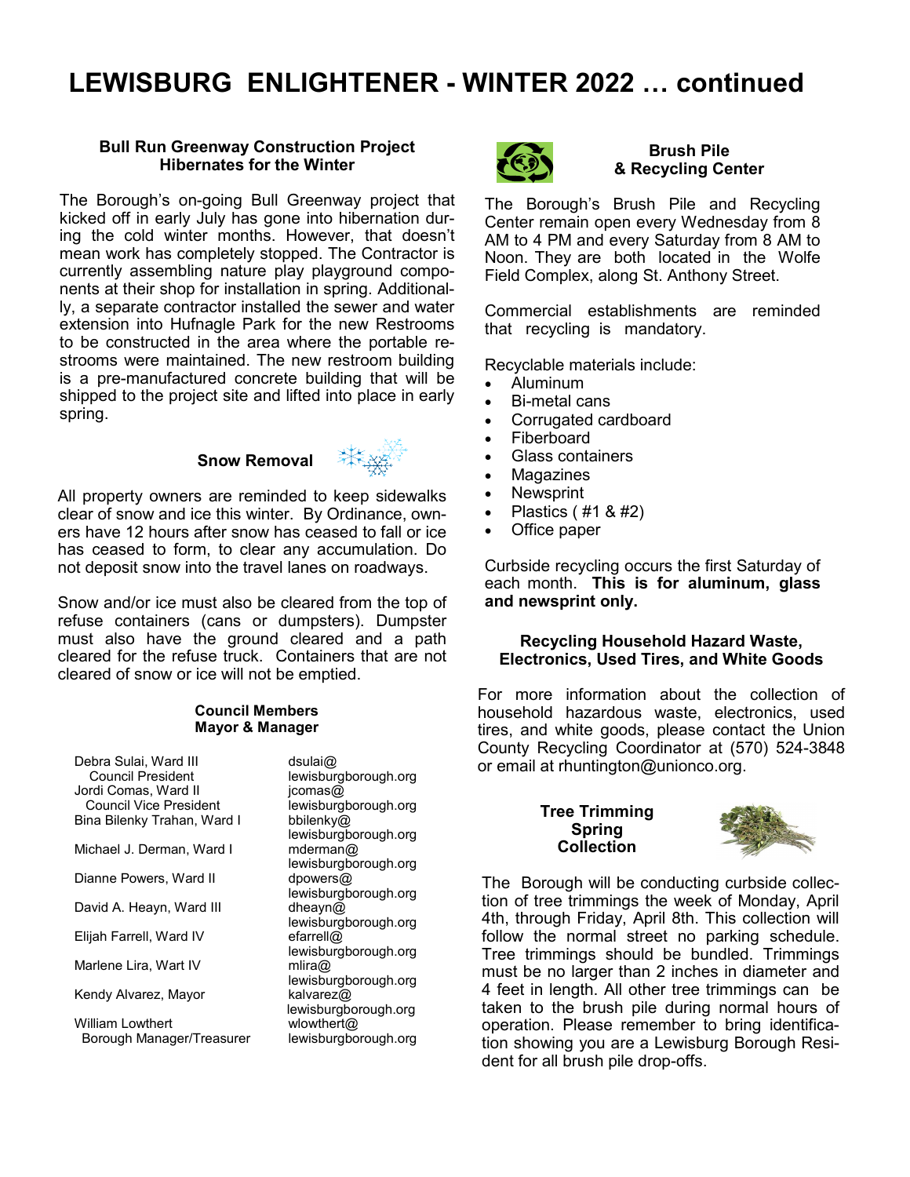# LEWISBURG ENLIGHTENER - WINTER 2022 … continued

### Bull Run Greenway Construction Project Hibernates for the Winter

The Borough's on-going Bull Greenway project that kicked off in early July has gone into hibernation during the cold winter months. However, that doesn't mean work has completely stopped. The Contractor is currently assembling nature play playground components at their shop for installation in spring. Additionally, a separate contractor installed the sewer and water extension into Hufnagle Park for the new Restrooms to be constructed in the area where the portable restrooms were maintained. The new restroom building is a pre-manufactured concrete building that will be shipped to the project site and lifted into place in early spring.

### Snow Removal

All property owners are reminded to keep sidewalks clear of snow and ice this winter. By Ordinance, owners have 12 hours after snow has ceased to fall or ice has ceased to form, to clear any accumulation. Do not deposit snow into the travel lanes on roadways.

Snow and/or ice must also be cleared from the top of refuse containers (cans or dumpsters). Dumpster must also have the ground cleared and a path cleared for the refuse truck. Containers that are not cleared of snow or ice will not be emptied.

### Council Members Mayor & Manager

| | |
|---|---|
| Debra Sulai, Ward III<br>Council President | dsulai@lewisburgborough.org |
| Jordi Comas, Ward II<br>Council Vice President | jcomas@lewisburgborough.org |
| Bina Bilenky Trahan, Ward I | bbilenky@lewisburgborough.org |
| Michael J. Derman, Ward I | mderman@lewisburgborough.org |
| Dianne Powers, Ward II | dpowers@lewisburgborough.org |
| David A. Heayn, Ward III | dheayn@lewisburgborough.org |
| Elijah Farrell, Ward IV | efarrell@lewisburgborough.org |
| Marlene Lira, Wart IV | mlira@lewisburgborough.org |
| Kendy Alvarez, Mayor | kalvarez@lewisburgborough.org |
| William Lowthert<br>Borough Manager/Treasurer | wlowthert@lewisburgborough.org |

### Brush Pile & Recycling Center

The Borough's Brush Pile and Recycling Center remain open every Wednesday from 8 AM to 4 PM and every Saturday from 8 AM to Noon. They are both located in the Wolfe Field Complex, along St. Anthony Street.

Commercial establishments are reminded that recycling is mandatory.

Recyclable materials include:

- Aluminum
- Bi-metal cans
- Corrugated cardboard
- Fiberboard
- Glass containers
- Magazines
- Newsprint
- Plastics ( #1 & #2)
- Office paper

Curbside recycling occurs the first Saturday of each month. **This is for aluminum, glass and newsprint only.**

### Recycling Household Hazard Waste, Electronics, Used Tires, and White Goods

For more information about the collection of household hazardous waste, electronics, used tires, and white goods, please contact the Union County Recycling Coordinator at (570) 524-3848 or email at rhuntington@unionco.org.

### Tree Trimming Spring Collection

The Borough will be conducting curbside collection of tree trimmings the week of Monday, April 4th, through Friday, April 8th. This collection will follow the normal street no parking schedule. Tree trimmings should be bundled. Trimmings must be no larger than 2 inches in diameter and 4 feet in length. All other tree trimmings can be taken to the brush pile during normal hours of operation. Please remember to bring identification showing you are a Lewisburg Borough Resident for all brush pile drop-offs.